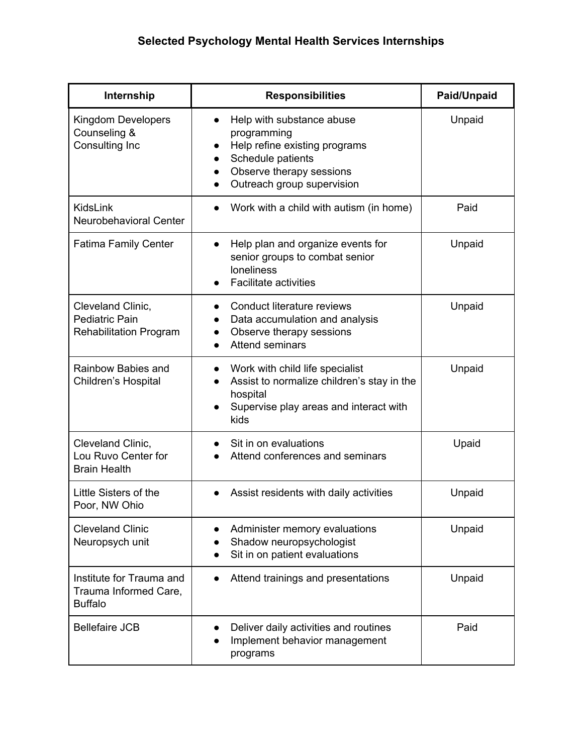# Selected Psychology Mental Health Services Internships

| Internship | Responsibilities | Paid/Unpaid |
|---|---|---|
| Kingdom Developers Counseling & Consulting Inc | • Help with substance abuse programming<br>• Help refine existing programs<br>• Schedule patients<br>• Observe therapy sessions<br>• Outreach group supervision | Unpaid |
| KidsLink Neurobehavioral Center | • Work with a child with autism (in home) | Paid |
| Fatima Family Center | • Help plan and organize events for senior groups to combat senior loneliness<br>• Facilitate activities | Unpaid |
| Cleveland Clinic, Pediatric Pain Rehabilitation Program | • Conduct literature reviews<br>• Data accumulation and analysis<br>• Observe therapy sessions<br>• Attend seminars | Unpaid |
| Rainbow Babies and Children's Hospital | • Work with child life specialist<br>• Assist to normalize children's stay in the hospital<br>• Supervise play areas and interact with kids | Unpaid |
| Cleveland Clinic, Lou Ruvo Center for Brain Health | • Sit in on evaluations<br>• Attend conferences and seminars | Upaid |
| Little Sisters of the Poor, NW Ohio | • Assist residents with daily activities | Unpaid |
| Cleveland Clinic Neuropsych unit | • Administer memory evaluations<br>• Shadow neuropsychologist<br>• Sit in on patient evaluations | Unpaid |
| Institute for Trauma and Trauma Informed Care, Buffalo | • Attend trainings and presentations | Unpaid |
| Bellefaire JCB | • Deliver daily activities and routines<br>• Implement behavior management programs | Paid |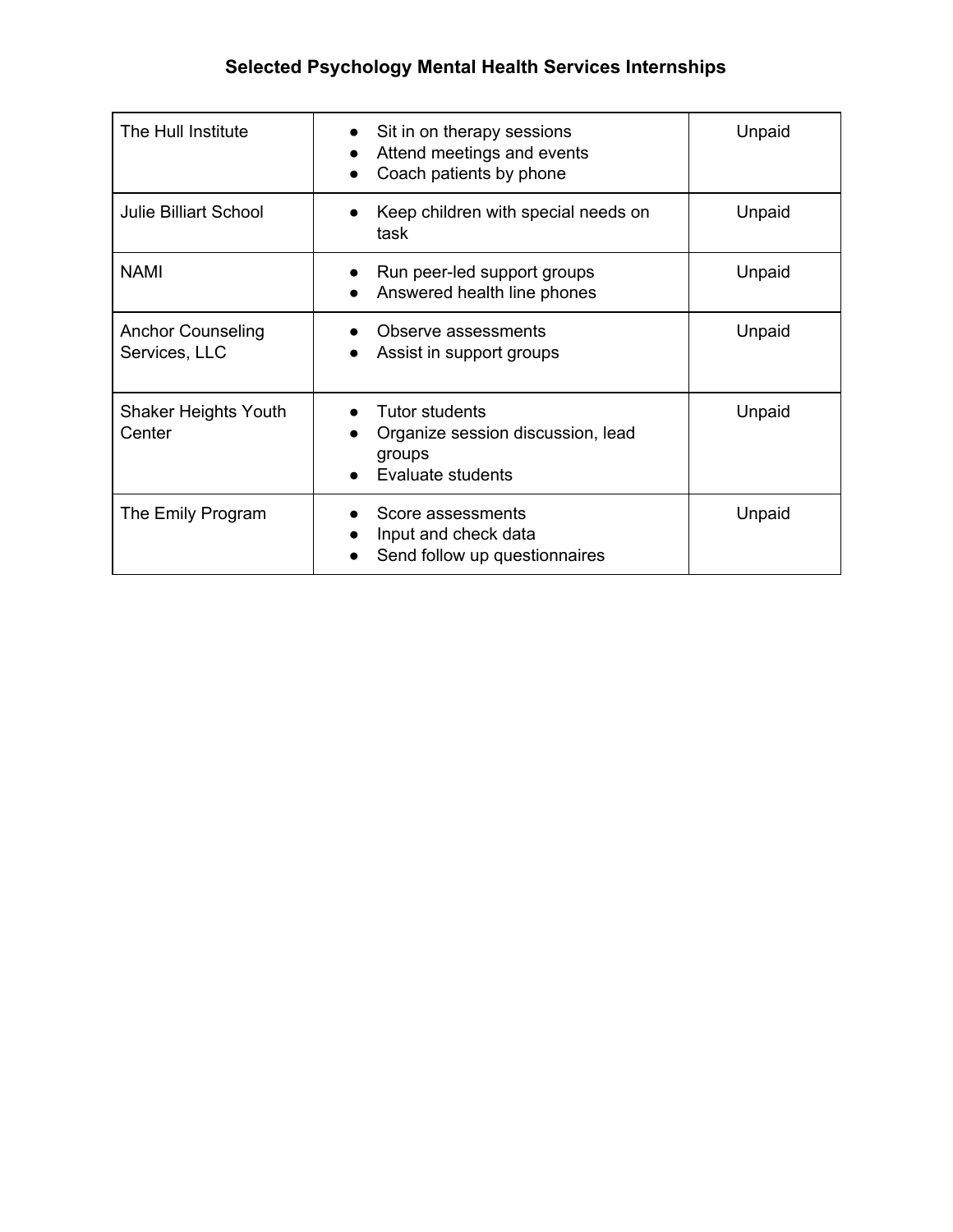## Selected Psychology Mental Health Services Internships

| | | |
|---|---|---|
| The Hull Institute | • Sit in on therapy sessions<br>• Attend meetings and events<br>• Coach patients by phone | Unpaid |
| Julie Billiart School | • Keep children with special needs on task | Unpaid |
| NAMI | • Run peer-led support groups<br>• Answered health line phones | Unpaid |
| Anchor Counseling Services, LLC | • Observe assessments<br>• Assist in support groups | Unpaid |
| Shaker Heights Youth Center | • Tutor students<br>• Organize session discussion, lead groups<br>• Evaluate students | Unpaid |
| The Emily Program | • Score assessments<br>• Input and check data<br>• Send follow up questionnaires | Unpaid |